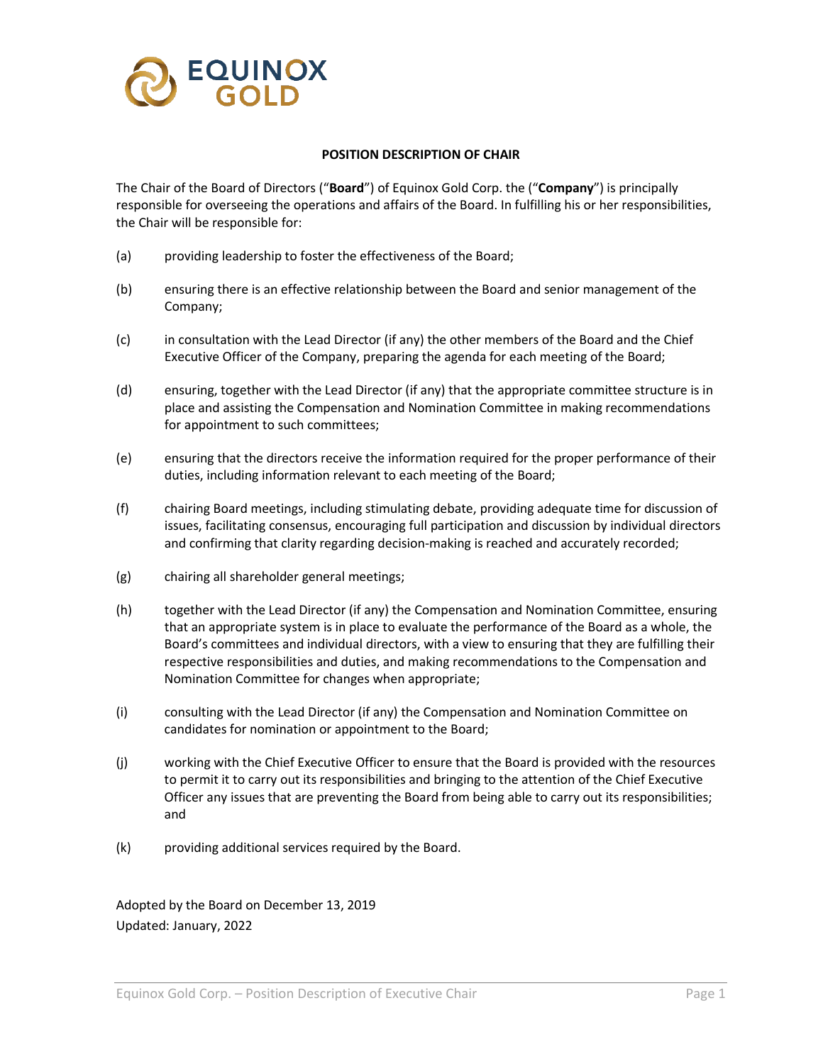## POSITION DESCRIPTION OF CHAIR

The Chair of the Board of Directors ("**Board**") of Equinox Gold Corp. the ("**Company**") is principally responsible for overseeing the operations and affairs of the Board. In fulfilling his or her responsibilities, the Chair will be responsible for:

(a) providing leadership to foster the effectiveness of the Board;

(b) ensuring there is an effective relationship between the Board and senior management of the Company;

(c) in consultation with the Lead Director (if any) the other members of the Board and the Chief Executive Officer of the Company, preparing the agenda for each meeting of the Board;

(d) ensuring, together with the Lead Director (if any) that the appropriate committee structure is in place and assisting the Compensation and Nomination Committee in making recommendations for appointment to such committees;

(e) ensuring that the directors receive the information required for the proper performance of their duties, including information relevant to each meeting of the Board;

(f) chairing Board meetings, including stimulating debate, providing adequate time for discussion of issues, facilitating consensus, encouraging full participation and discussion by individual directors and confirming that clarity regarding decision-making is reached and accurately recorded;

(g) chairing all shareholder general meetings;

(h) together with the Lead Director (if any) the Compensation and Nomination Committee, ensuring that an appropriate system is in place to evaluate the performance of the Board as a whole, the Board's committees and individual directors, with a view to ensuring that they are fulfilling their respective responsibilities and duties, and making recommendations to the Compensation and Nomination Committee for changes when appropriate;

(i) consulting with the Lead Director (if any) the Compensation and Nomination Committee on candidates for nomination or appointment to the Board;

(j) working with the Chief Executive Officer to ensure that the Board is provided with the resources to permit it to carry out its responsibilities and bringing to the attention of the Chief Executive Officer any issues that are preventing the Board from being able to carry out its responsibilities; and

(k) providing additional services required by the Board.

Adopted by the Board on December 13, 2019
Updated: January, 2022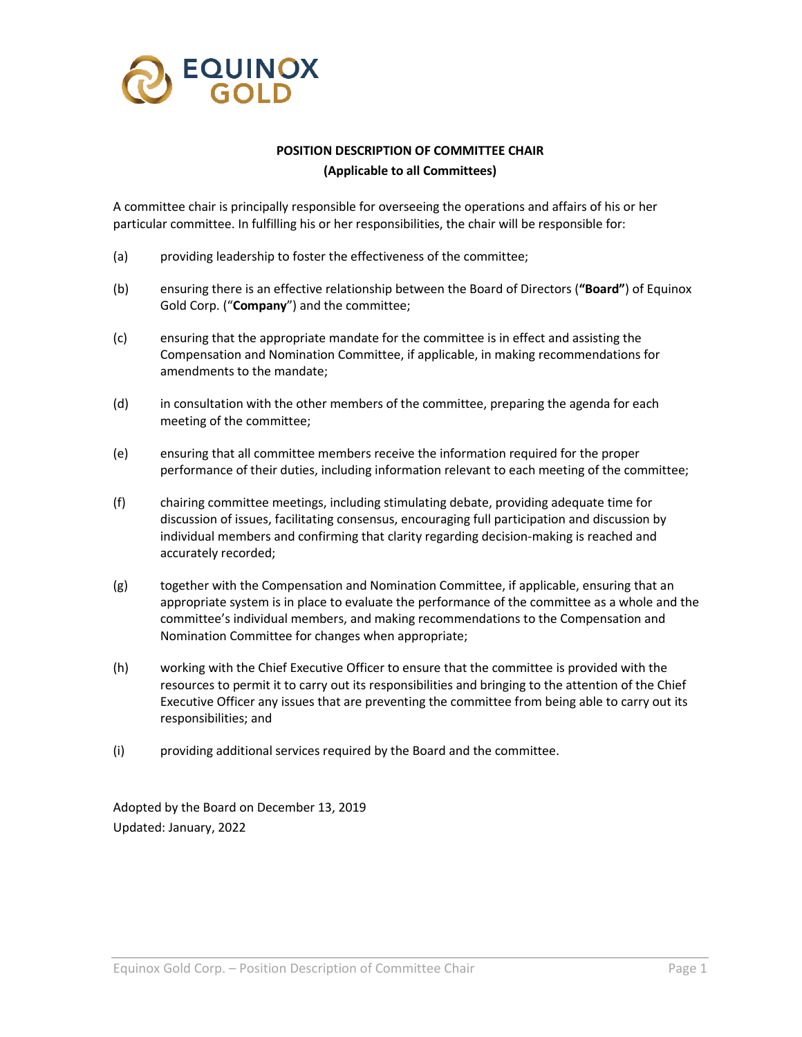**POSITION DESCRIPTION OF COMMITTEE CHAIR**
**(Applicable to all Committees)**

A committee chair is principally responsible for overseeing the operations and affairs of his or her particular committee. In fulfilling his or her responsibilities, the chair will be responsible for:

(a) providing leadership to foster the effectiveness of the committee;

(b) ensuring there is an effective relationship between the Board of Directors (**"Board"**) of Equinox Gold Corp. ("**Company**") and the committee;

(c) ensuring that the appropriate mandate for the committee is in effect and assisting the Compensation and Nomination Committee, if applicable, in making recommendations for amendments to the mandate;

(d) in consultation with the other members of the committee, preparing the agenda for each meeting of the committee;

(e) ensuring that all committee members receive the information required for the proper performance of their duties, including information relevant to each meeting of the committee;

(f) chairing committee meetings, including stimulating debate, providing adequate time for discussion of issues, facilitating consensus, encouraging full participation and discussion by individual members and confirming that clarity regarding decision-making is reached and accurately recorded;

(g) together with the Compensation and Nomination Committee, if applicable, ensuring that an appropriate system is in place to evaluate the performance of the committee as a whole and the committee's individual members, and making recommendations to the Compensation and Nomination Committee for changes when appropriate;

(h) working with the Chief Executive Officer to ensure that the committee is provided with the resources to permit it to carry out its responsibilities and bringing to the attention of the Chief Executive Officer any issues that are preventing the committee from being able to carry out its responsibilities; and

(i) providing additional services required by the Board and the committee.

Adopted by the Board on December 13, 2019
Updated: January, 2022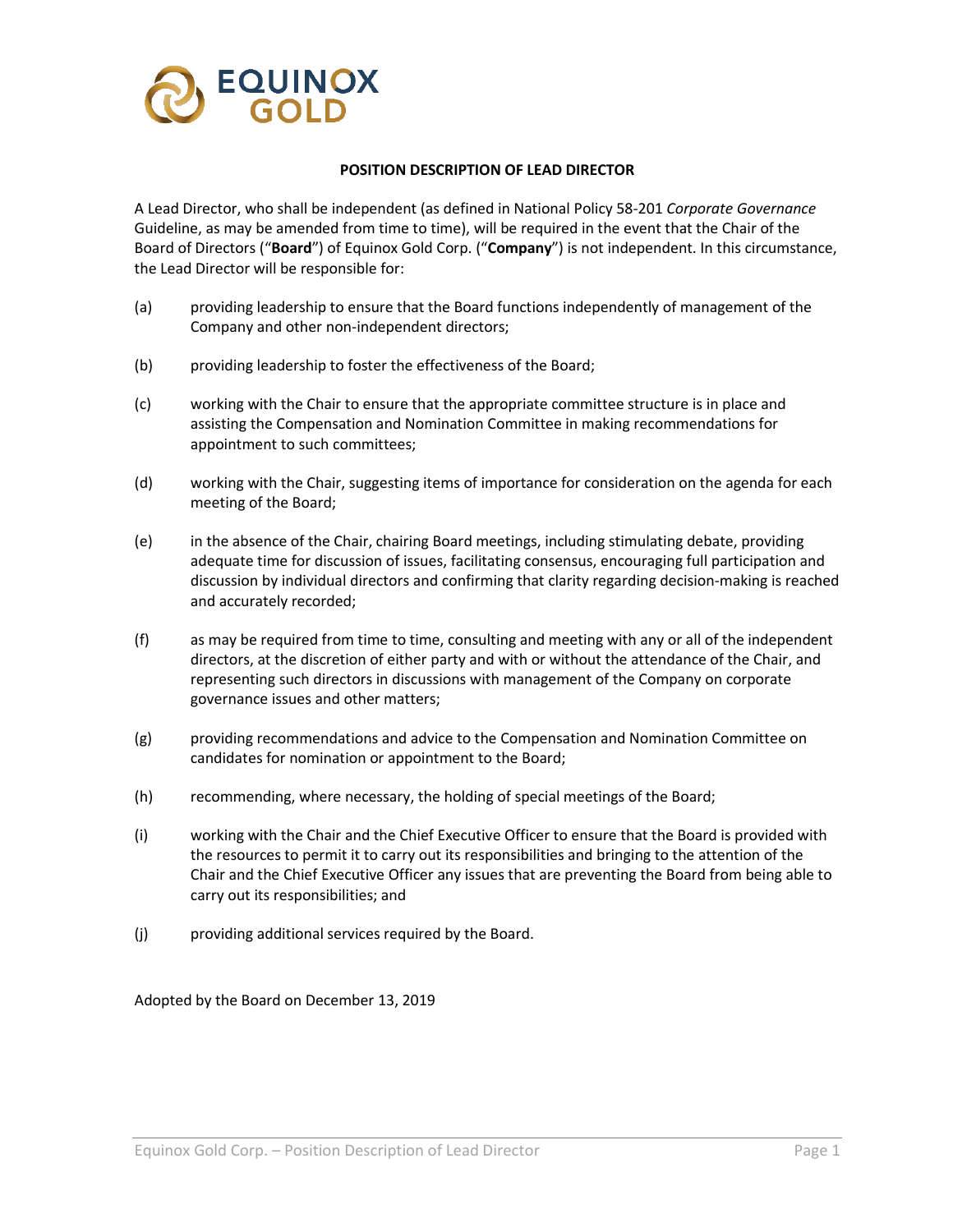**POSITION DESCRIPTION OF LEAD DIRECTOR**

A Lead Director, who shall be independent (as defined in National Policy 58-201 *Corporate Governance* Guideline, as may be amended from time to time), will be required in the event that the Chair of the Board of Directors ("**Board**") of Equinox Gold Corp. ("**Company**") is not independent. In this circumstance, the Lead Director will be responsible for:

(a) providing leadership to ensure that the Board functions independently of management of the Company and other non-independent directors;

(b) providing leadership to foster the effectiveness of the Board;

(c) working with the Chair to ensure that the appropriate committee structure is in place and assisting the Compensation and Nomination Committee in making recommendations for appointment to such committees;

(d) working with the Chair, suggesting items of importance for consideration on the agenda for each meeting of the Board;

(e) in the absence of the Chair, chairing Board meetings, including stimulating debate, providing adequate time for discussion of issues, facilitating consensus, encouraging full participation and discussion by individual directors and confirming that clarity regarding decision-making is reached and accurately recorded;

(f) as may be required from time to time, consulting and meeting with any or all of the independent directors, at the discretion of either party and with or without the attendance of the Chair, and representing such directors in discussions with management of the Company on corporate governance issues and other matters;

(g) providing recommendations and advice to the Compensation and Nomination Committee on candidates for nomination or appointment to the Board;

(h) recommending, where necessary, the holding of special meetings of the Board;

(i) working with the Chair and the Chief Executive Officer to ensure that the Board is provided with the resources to permit it to carry out its responsibilities and bringing to the attention of the Chair and the Chief Executive Officer any issues that are preventing the Board from being able to carry out its responsibilities; and

(j) providing additional services required by the Board.

Adopted by the Board on December 13, 2019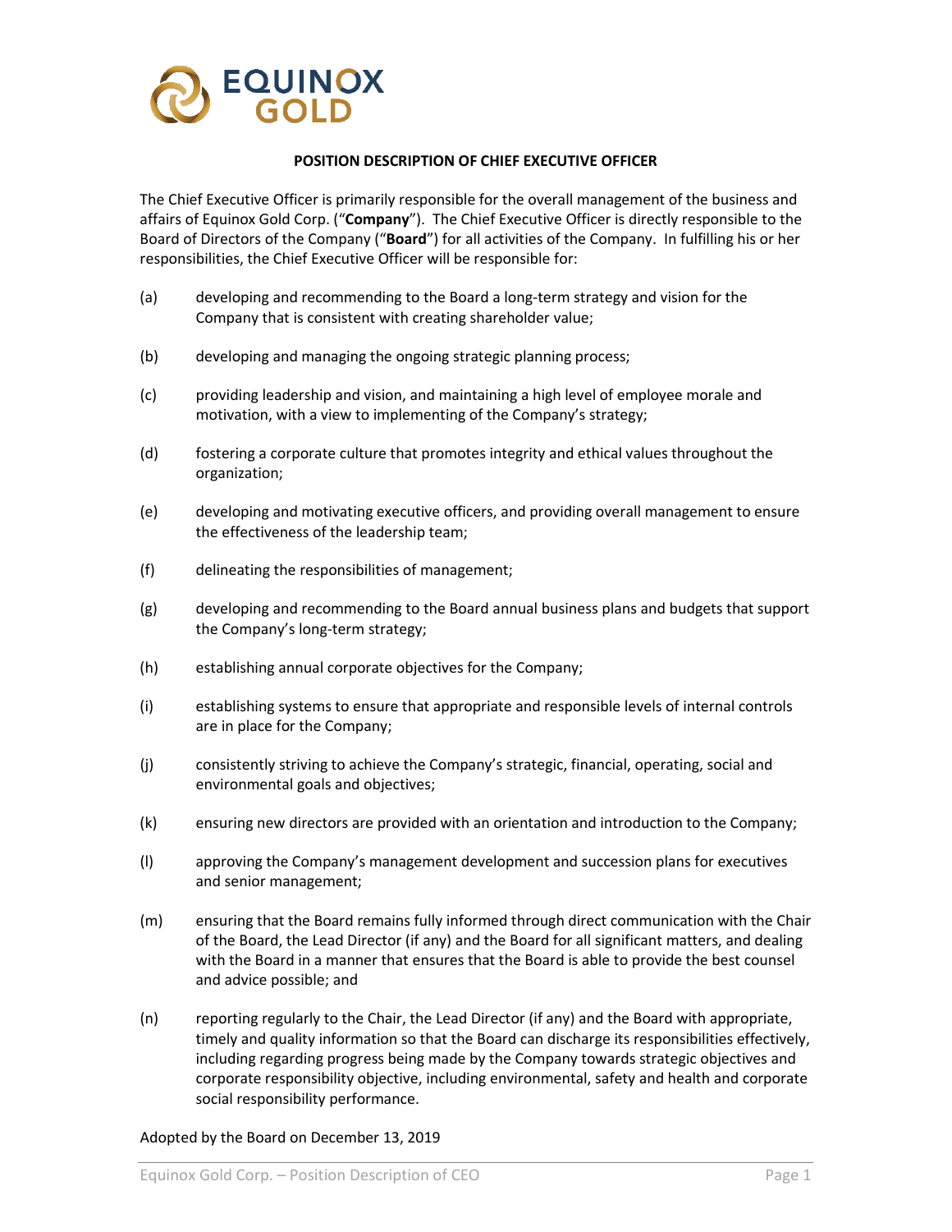**POSITION DESCRIPTION OF CHIEF EXECUTIVE OFFICER**

The Chief Executive Officer is primarily responsible for the overall management of the business and affairs of Equinox Gold Corp. ("**Company**"). The Chief Executive Officer is directly responsible to the Board of Directors of the Company ("**Board**") for all activities of the Company. In fulfilling his or her responsibilities, the Chief Executive Officer will be responsible for:

(a) developing and recommending to the Board a long-term strategy and vision for the Company that is consistent with creating shareholder value;

(b) developing and managing the ongoing strategic planning process;

(c) providing leadership and vision, and maintaining a high level of employee morale and motivation, with a view to implementing of the Company's strategy;

(d) fostering a corporate culture that promotes integrity and ethical values throughout the organization;

(e) developing and motivating executive officers, and providing overall management to ensure the effectiveness of the leadership team;

(f) delineating the responsibilities of management;

(g) developing and recommending to the Board annual business plans and budgets that support the Company's long-term strategy;

(h) establishing annual corporate objectives for the Company;

(i) establishing systems to ensure that appropriate and responsible levels of internal controls are in place for the Company;

(j) consistently striving to achieve the Company's strategic, financial, operating, social and environmental goals and objectives;

(k) ensuring new directors are provided with an orientation and introduction to the Company;

(l) approving the Company's management development and succession plans for executives and senior management;

(m) ensuring that the Board remains fully informed through direct communication with the Chair of the Board, the Lead Director (if any) and the Board for all significant matters, and dealing with the Board in a manner that ensures that the Board is able to provide the best counsel and advice possible; and

(n) reporting regularly to the Chair, the Lead Director (if any) and the Board with appropriate, timely and quality information so that the Board can discharge its responsibilities effectively, including regarding progress being made by the Company towards strategic objectives and corporate responsibility objective, including environmental, safety and health and corporate social responsibility performance.

Adopted by the Board on December 13, 2019